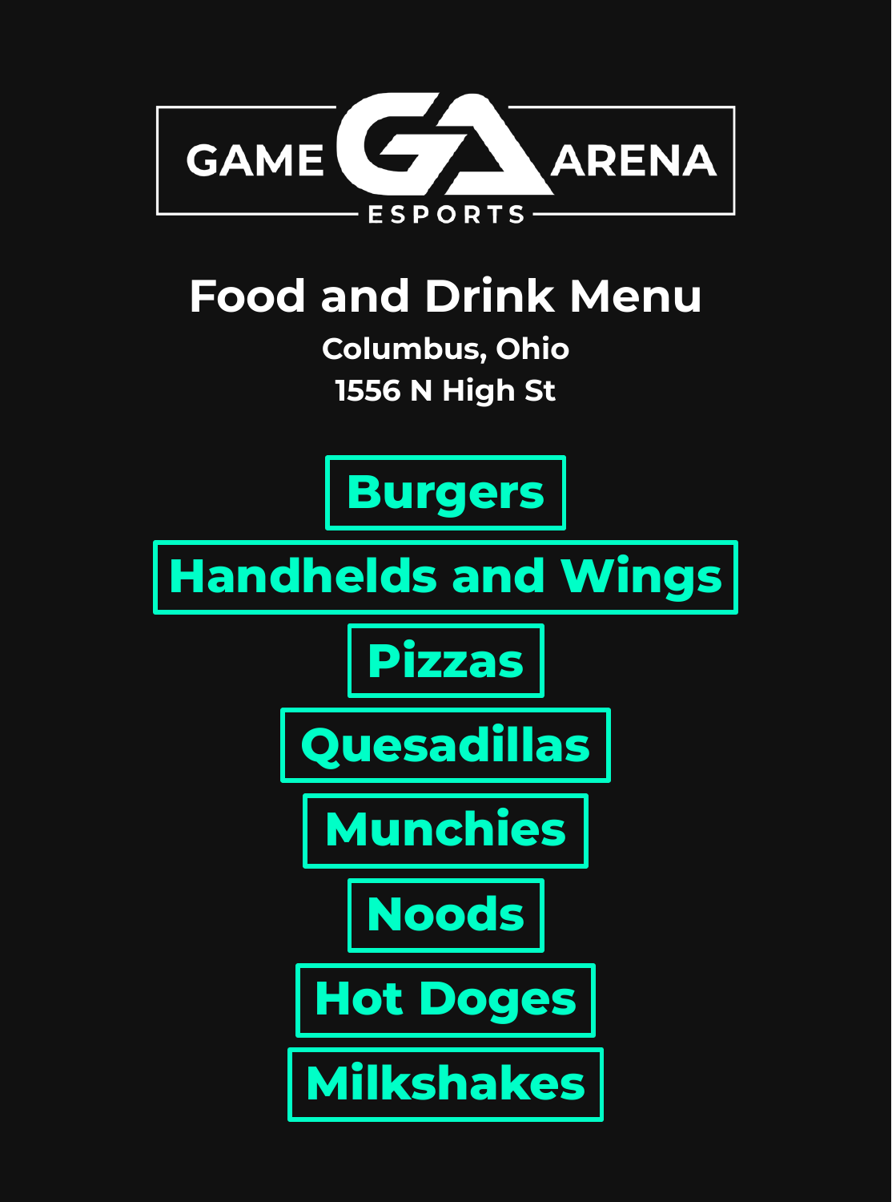GAME ARENA

ESPORTS

# Food and Drink Menu

**Columbus, Ohio**

**1556 N High St**

- **Burgers**
- **Handhelds and Wings**
- **Pizzas**
- **Quesadillas**
- **Munchies**
- **Noods**
- **Hot Doges**
- **Milkshakes**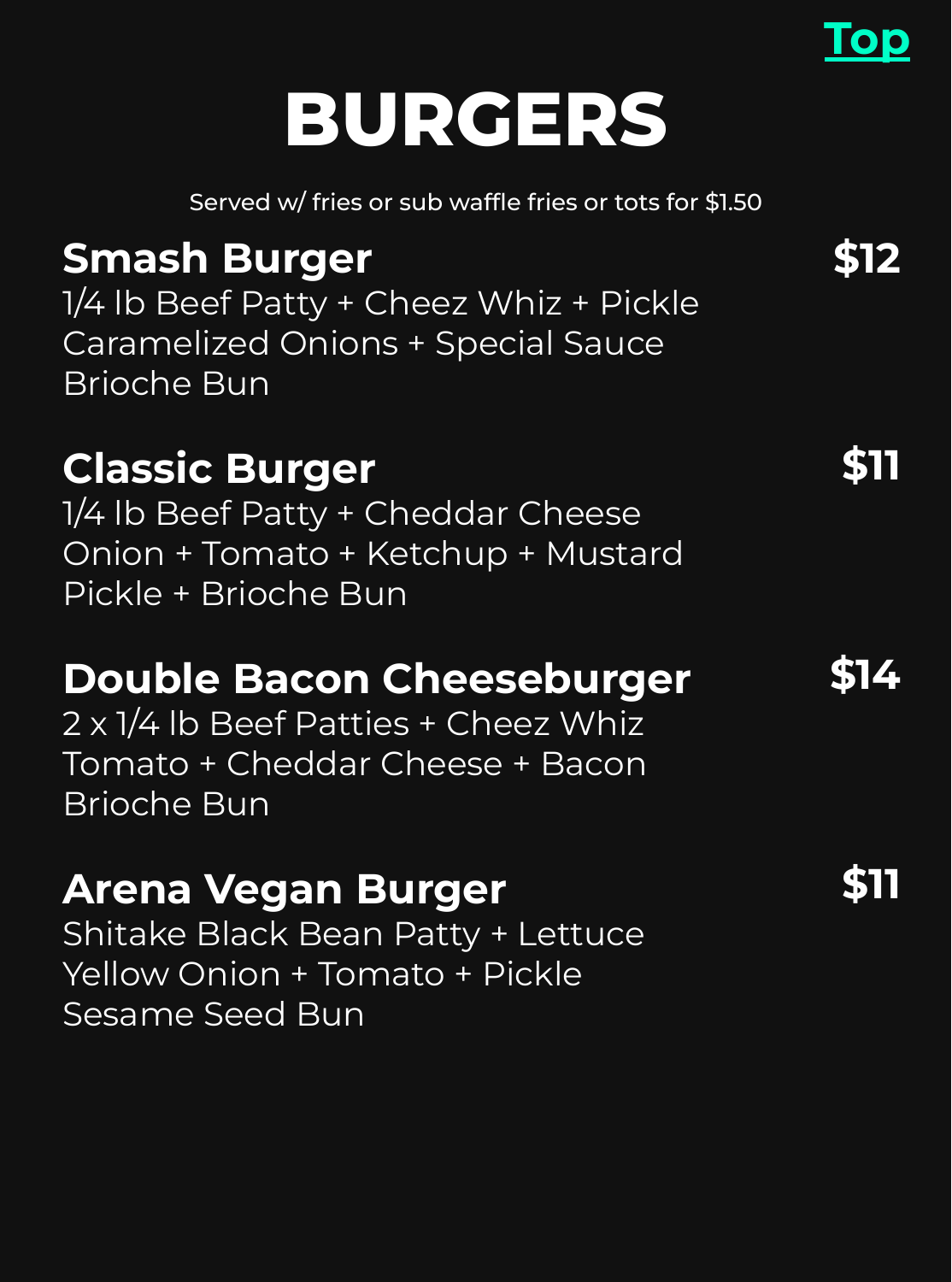Top

# BURGERS

Served w/ fries or sub waffle fries or tots for $1.50

## Smash Burger — $12

1/4 lb Beef Patty + Cheez Whiz + Pickle
Caramelized Onions + Special Sauce
Brioche Bun

## Classic Burger — $11

1/4 lb Beef Patty + Cheddar Cheese
Onion + Tomato + Ketchup + Mustard
Pickle + Brioche Bun

## Double Bacon Cheeseburger — $14

2 x 1/4 lb Beef Patties + Cheez Whiz
Tomato + Cheddar Cheese + Bacon
Brioche Bun

## Arena Vegan Burger — $11

Shitake Black Bean Patty + Lettuce
Yellow Onion + Tomato + Pickle
Sesame Seed Bun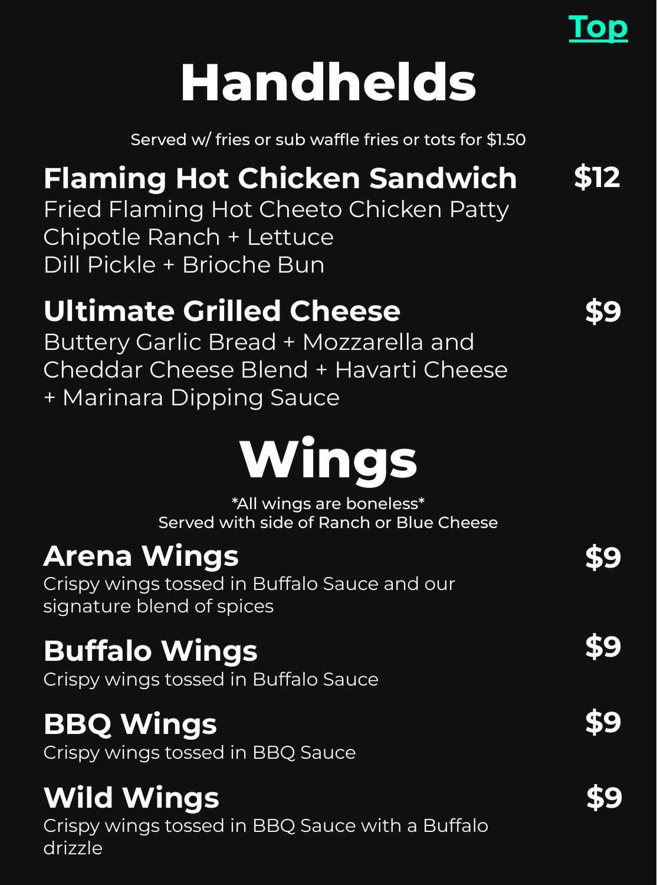Top

# Handhelds

Served w/ fries or sub waffle fries or tots for $1.50

### Flaming Hot Chicken Sandwich — $12

Fried Flaming Hot Cheeto Chicken Patty
Chipotle Ranch + Lettuce
Dill Pickle + Brioche Bun

### Ultimate Grilled Cheese — $9

Buttery Garlic Bread + Mozzarella and Cheddar Cheese Blend + Havarti Cheese + Marinara Dipping Sauce

# Wings

*All wings are boneless*
Served with side of Ranch or Blue Cheese

### Arena Wings — $9

Crispy wings tossed in Buffalo Sauce and our signature blend of spices

### Buffalo Wings — $9

Crispy wings tossed in Buffalo Sauce

### BBQ Wings — $9

Crispy wings tossed in BBQ Sauce

### Wild Wings — $9

Crispy wings tossed in BBQ Sauce with a Buffalo drizzle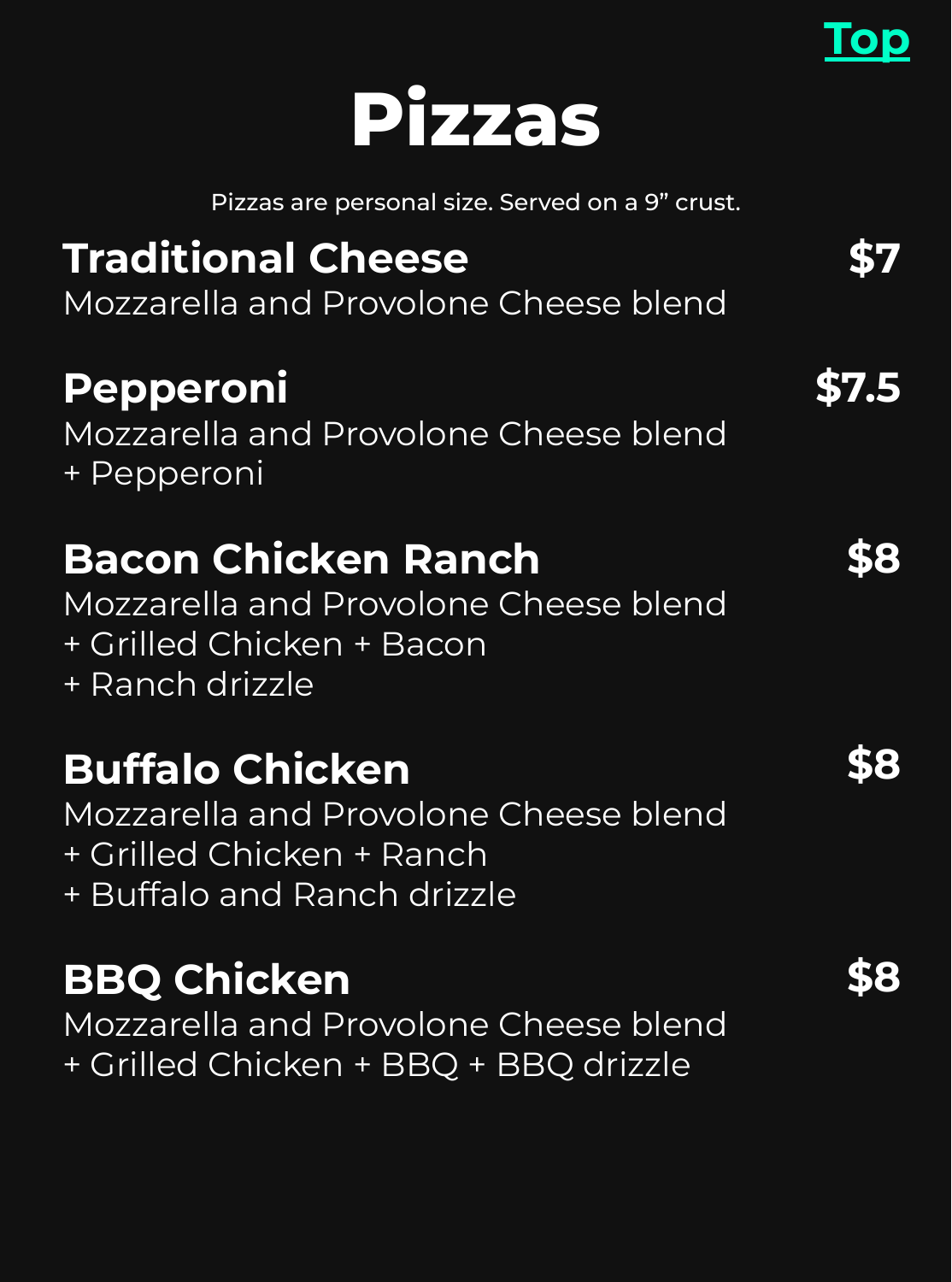[Top]

# Pizzas

Pizzas are personal size. Served on a 9” crust.

**Traditional Cheese** **$7**
Mozzarella and Provolone Cheese blend

**Pepperoni** **$7.5**
Mozzarella and Provolone Cheese blend
+ Pepperoni

**Bacon Chicken Ranch** **$8**
Mozzarella and Provolone Cheese blend
+ Grilled Chicken + Bacon
+ Ranch drizzle

**Buffalo Chicken** **$8**
Mozzarella and Provolone Cheese blend
+ Grilled Chicken + Ranch
+ Buffalo and Ranch drizzle

**BBQ Chicken** **$8**
Mozzarella and Provolone Cheese blend
+ Grilled Chicken + BBQ + BBQ drizzle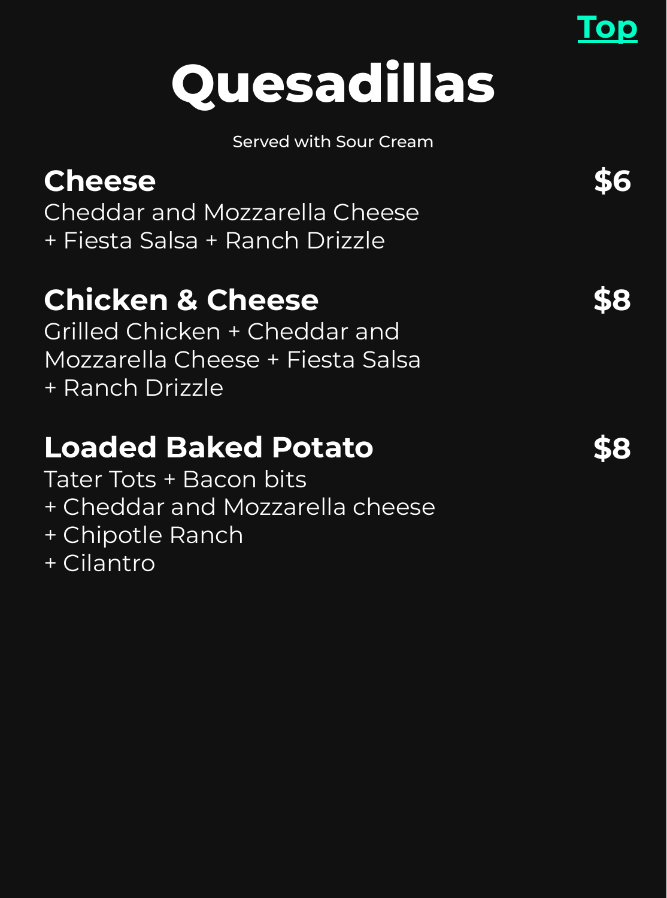Top

# Quesadillas

Served with Sour Cream

**Cheese** **$6**
Cheddar and Mozzarella Cheese
+ Fiesta Salsa + Ranch Drizzle

**Chicken & Cheese** **$8**
Grilled Chicken + Cheddar and Mozzarella Cheese + Fiesta Salsa
+ Ranch Drizzle

**Loaded Baked Potato** **$8**
Tater Tots + Bacon bits
+ Cheddar and Mozzarella cheese
+ Chipotle Ranch
+ Cilantro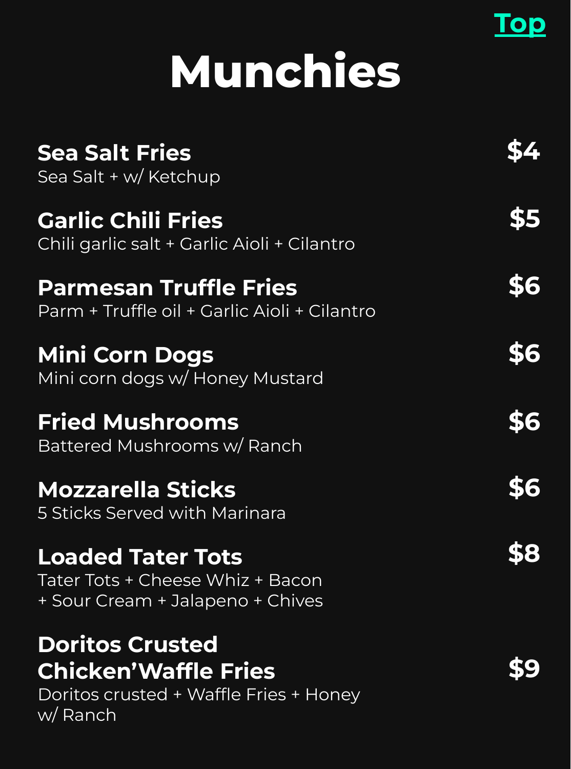[Top]

# Munchies

**Sea Salt Fries** $4
Sea Salt + w/ Ketchup

**Garlic Chili Fries** $5
Chili garlic salt + Garlic Aioli + Cilantro

**Parmesan Truffle Fries** $6
Parm + Truffle oil + Garlic Aioli + Cilantro

**Mini Corn Dogs** $6
Mini corn dogs w/ Honey Mustard

**Fried Mushrooms** $6
Battered Mushrooms w/ Ranch

**Mozzarella Sticks** $6
5 Sticks Served with Marinara

**Loaded Tater Tots** $8
Tater Tots + Cheese Whiz + Bacon + Sour Cream + Jalapeno + Chives

**Doritos Crusted Chicken'Waffle Fries** $9
Doritos crusted + Waffle Fries + Honey w/ Ranch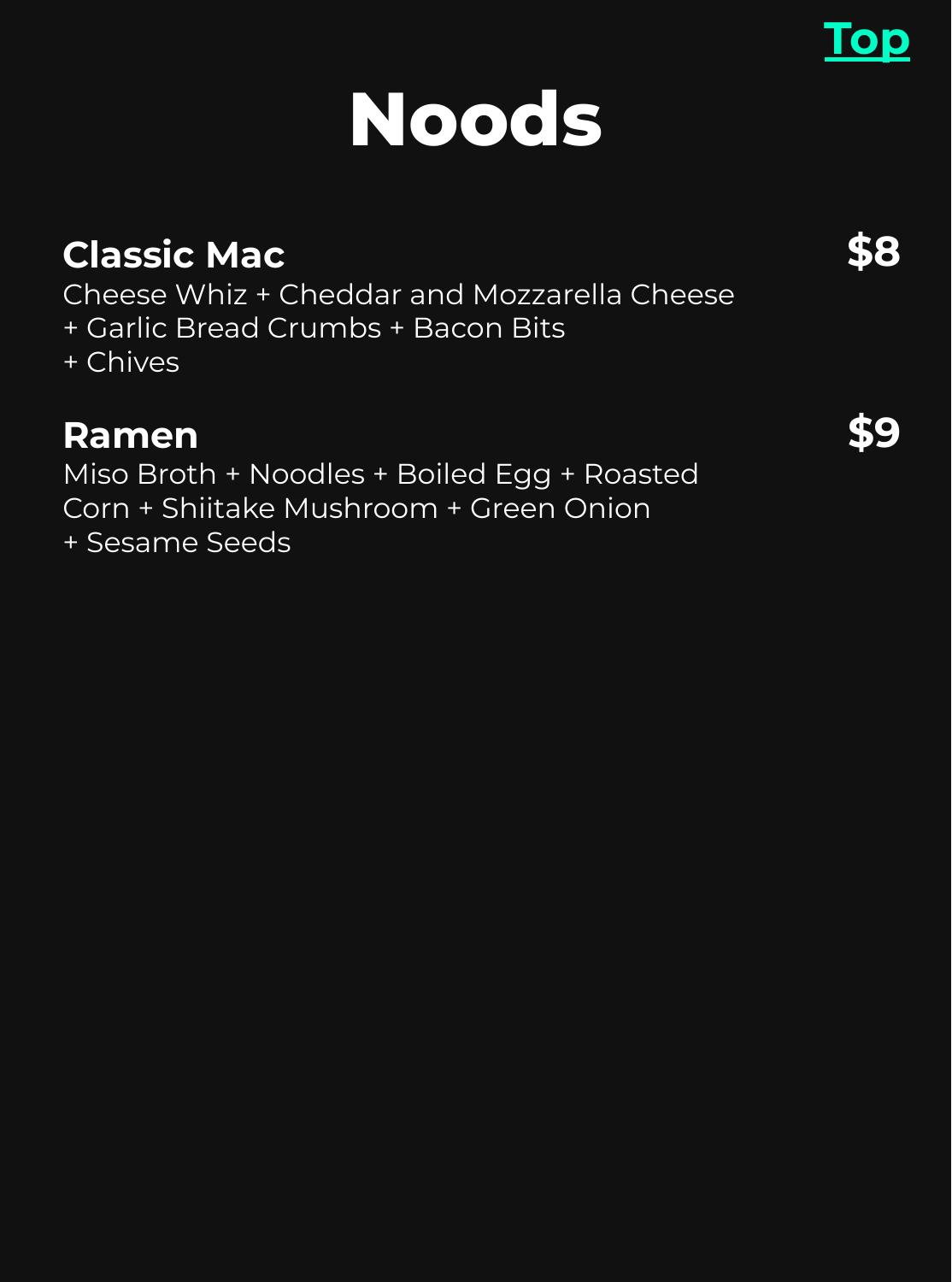[Top](#)

# Noods

### Classic Mac
**$8**

Cheese Whiz + Cheddar and Mozzarella Cheese + Garlic Bread Crumbs + Bacon Bits + Chives

### Ramen
**$9**

Miso Broth + Noodles + Boiled Egg + Roasted Corn + Shiitake Mushroom + Green Onion + Sesame Seeds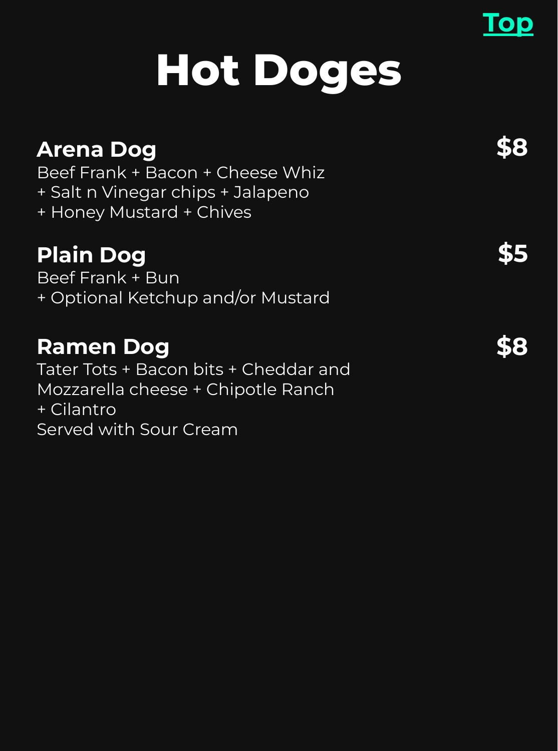Top

# Hot Doges

### Arena Dog $8
Beef Frank + Bacon + Cheese Whiz
+ Salt n Vinegar chips + Jalapeno
+ Honey Mustard + Chives

### Plain Dog $5
Beef Frank + Bun
+ Optional Ketchup and/or Mustard

### Ramen Dog $8
Tater Tots + Bacon bits + Cheddar and Mozzarella cheese + Chipotle Ranch
+ Cilantro
Served with Sour Cream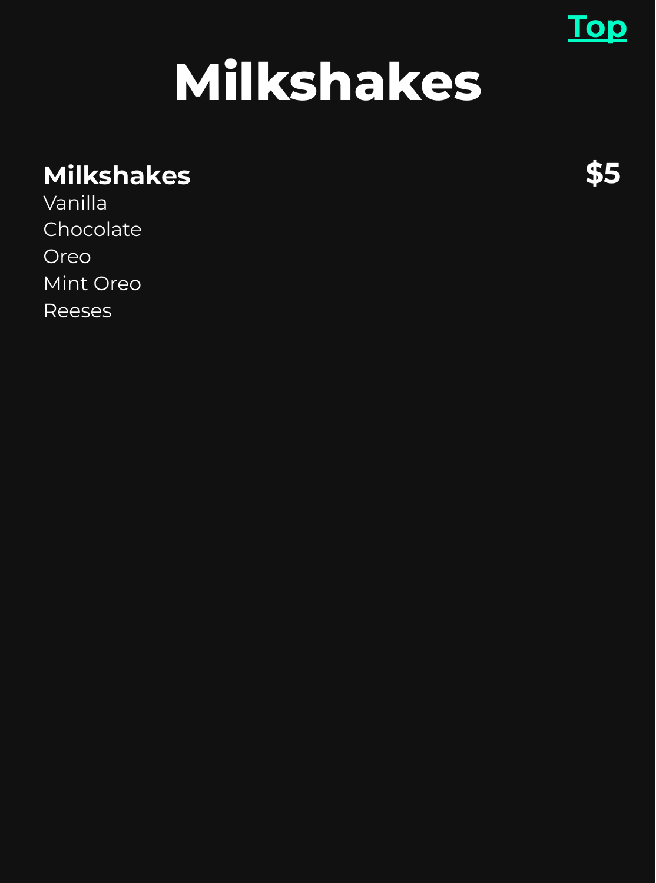Top

# Milkshakes

**Milkshakes** **$5**

Vanilla
Chocolate
Oreo
Mint Oreo
Reeses